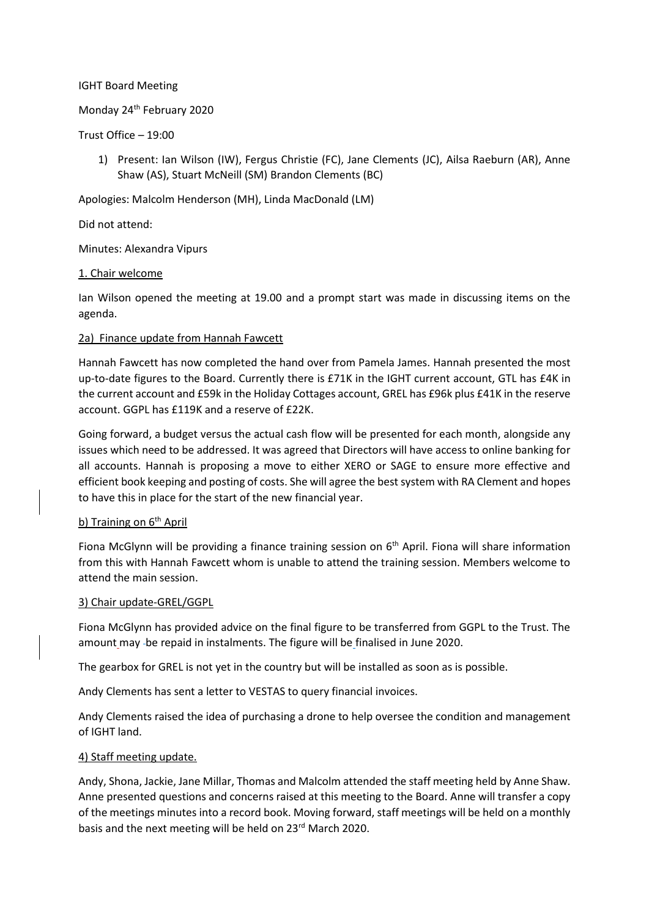IGHT Board Meeting

Monday 24th February 2020

Trust Office – 19:00

1) Present: Ian Wilson (IW), Fergus Christie (FC), Jane Clements (JC), Ailsa Raeburn (AR), Anne Shaw (AS), Stuart McNeill (SM) Brandon Clements (BC)

Apologies: Malcolm Henderson (MH), Linda MacDonald (LM)

Did not attend:

Minutes: Alexandra Vipurs

## 1. Chair welcome

Ian Wilson opened the meeting at 19.00 and a prompt start was made in discussing items on the agenda.

## 2a) Finance update from Hannah Fawcett

Hannah Fawcett has now completed the hand over from Pamela James. Hannah presented the most up-to-date figures to the Board. Currently there is £71K in the IGHT current account, GTL has £4K in the current account and £59k in the Holiday Cottages account, GREL has £96k plus £41K in the reserve account. GGPL has £119K and a reserve of £22K.

Going forward, a budget versus the actual cash flow will be presented for each month, alongside any issues which need to be addressed. It was agreed that Directors will have access to online banking for all accounts. Hannah is proposing a move to either XERO or SAGE to ensure more effective and efficient book keeping and posting of costs. She will agree the best system with RA Clement and hopes to have this in place for the start of the new financial year.

## b) Training on 6th April

Fiona McGlynn will be providing a finance training session on 6th April. Fiona will share information from this with Hannah Fawcett whom is unable to attend the training session. Members welcome to attend the main session.

## 3) Chair update-GREL/GGPL

Fiona McGlynn has provided advice on the final figure to be transferred from GGPL to the Trust. The amount may be repaid in instalments. The figure will be finalised in June 2020.

The gearbox for GREL is not yet in the country but will be installed as soon as is possible.

Andy Clements has sent a letter to VESTAS to query financial invoices.

Andy Clements raised the idea of purchasing a drone to help oversee the condition and management of IGHT land.

## 4) Staff meeting update.

Andy, Shona, Jackie, Jane Millar, Thomas and Malcolm attended the staff meeting held by Anne Shaw. Anne presented questions and concerns raised at this meeting to the Board. Anne will transfer a copy of the meetings minutes into a record book. Moving forward, staff meetings will be held on a monthly basis and the next meeting will be held on 23rd March 2020.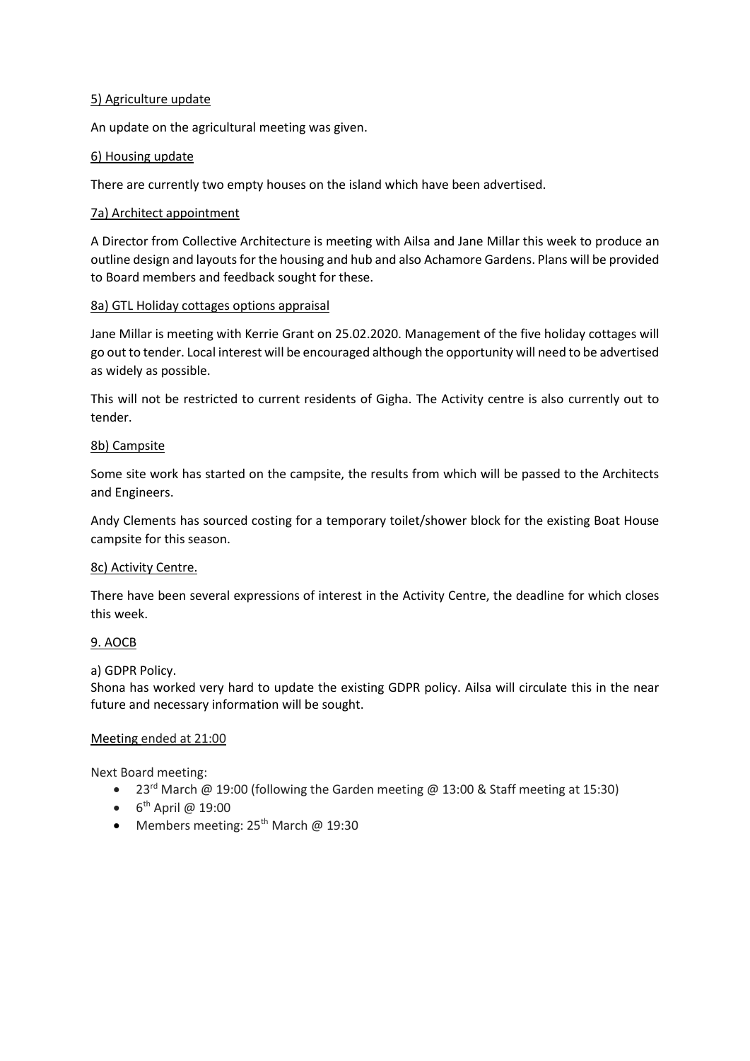5) Agriculture update

An update on the agricultural meeting was given.

6) Housing update

There are currently two empty houses on the island which have been advertised.

7a) Architect appointment

A Director from Collective Architecture is meeting with Ailsa and Jane Millar this week to produce an outline design and layouts for the housing and hub and also Achamore Gardens. Plans will be provided to Board members and feedback sought for these.

8a) GTL Holiday cottages options appraisal

Jane Millar is meeting with Kerrie Grant on 25.02.2020. Management of the five holiday cottages will go out to tender. Local interest will be encouraged although the opportunity will need to be advertised as widely as possible.

This will not be restricted to current residents of Gigha. The Activity centre is also currently out to tender.

8b) Campsite

Some site work has started on the campsite, the results from which will be passed to the Architects and Engineers.

Andy Clements has sourced costing for a temporary toilet/shower block for the existing Boat House campsite for this season.

8c) Activity Centre.

There have been several expressions of interest in the Activity Centre, the deadline for which closes this week.

9. AOCB

a) GDPR Policy.
Shona has worked very hard to update the existing GDPR policy. Ailsa will circulate this in the near future and necessary information will be sought.

Meeting ended at 21:00

Next Board meeting:

- 23rd March @ 19:00 (following the Garden meeting @ 13:00 & Staff meeting at 15:30)
- 6th April @ 19:00
- Members meeting: 25th March @ 19:30